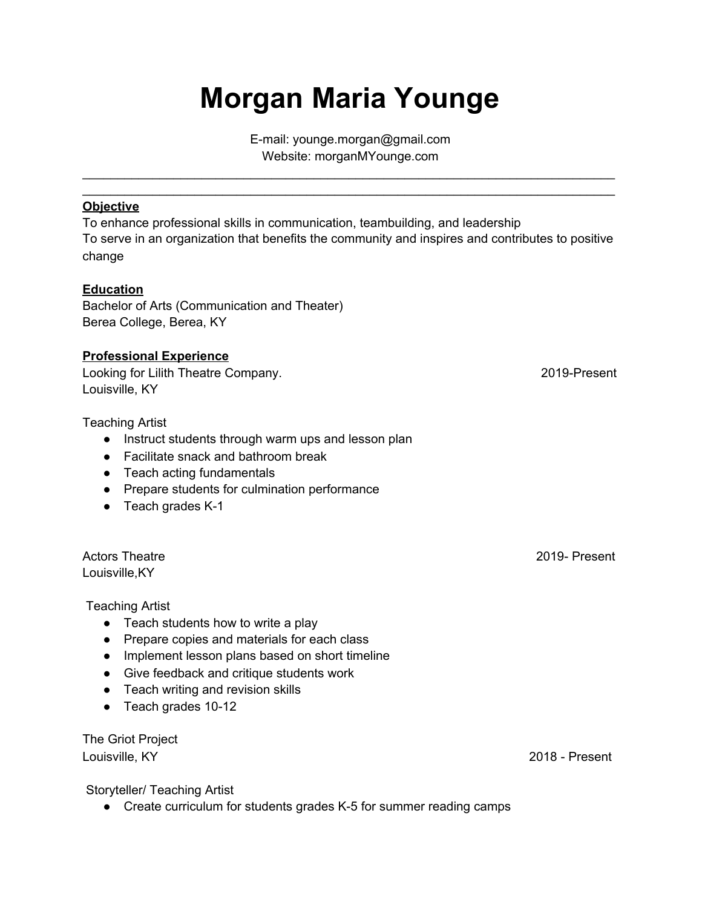# Morgan Maria Younge

E-mail: younge.morgan@gmail.com
Website: morganMYounge.com

---

---

**Objective**

To enhance professional skills in communication, teambuilding, and leadership
To serve in an organization that benefits the community and inspires and contributes to positive change

**Education**

Bachelor of Arts (Communication and Theater)
Berea College, Berea, KY

**Professional Experience**

Looking for Lilith Theatre Company. 2019-Present
Louisville, KY

Teaching Artist

- Instruct students through warm ups and lesson plan
- Facilitate snack and bathroom break
- Teach acting fundamentals
- Prepare students for culmination performance
- Teach grades K-1

Actors Theatre 2019- Present
Louisville,KY

Teaching Artist

- Teach students how to write a play
- Prepare copies and materials for each class
- Implement lesson plans based on short timeline
- Give feedback and critique students work
- Teach writing and revision skills
- Teach grades 10-12

The Griot Project
Louisville, KY 2018 - Present

Storyteller/ Teaching Artist

- Create curriculum for students grades K-5 for summer reading camps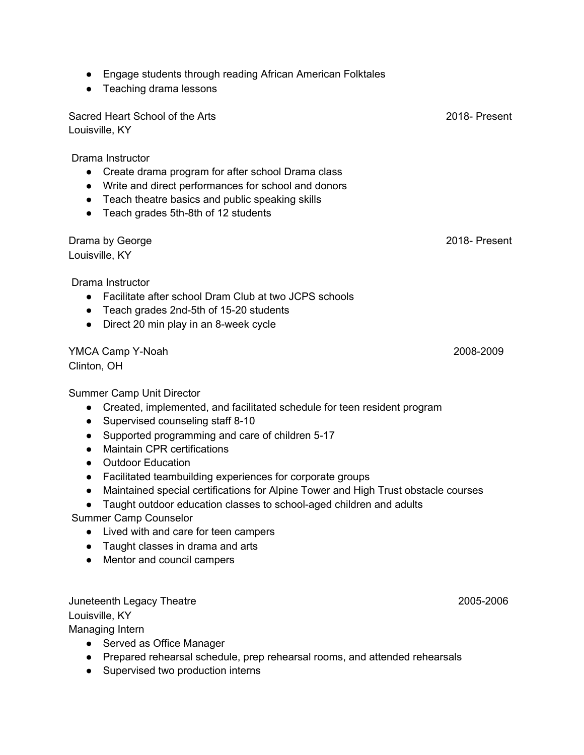- Engage students through reading African American Folktales
- Teaching drama lessons

Sacred Heart School of the Arts 2018- Present
Louisville, KY

Drama Instructor

- Create drama program for after school Drama class
- Write and direct performances for school and donors
- Teach theatre basics and public speaking skills
- Teach grades 5th-8th of 12 students

Drama by George 2018- Present
Louisville, KY

Drama Instructor

- Facilitate after school Dram Club at two JCPS schools
- Teach grades 2nd-5th of 15-20 students
- Direct 20 min play in an 8-week cycle

YMCA Camp Y-Noah 2008-2009
Clinton, OH

Summer Camp Unit Director

- Created, implemented, and facilitated schedule for teen resident program
- Supervised counseling staff 8-10
- Supported programming and care of children 5-17
- Maintain CPR certifications
- Outdoor Education
- Facilitated teambuilding experiences for corporate groups
- Maintained special certifications for Alpine Tower and High Trust obstacle courses
- Taught outdoor education classes to school-aged children and adults

Summer Camp Counselor

- Lived with and care for teen campers
- Taught classes in drama and arts
- Mentor and council campers

Juneteenth Legacy Theatre 2005-2006
Louisville, KY
Managing Intern

- Served as Office Manager
- Prepared rehearsal schedule, prep rehearsal rooms, and attended rehearsals
- Supervised two production interns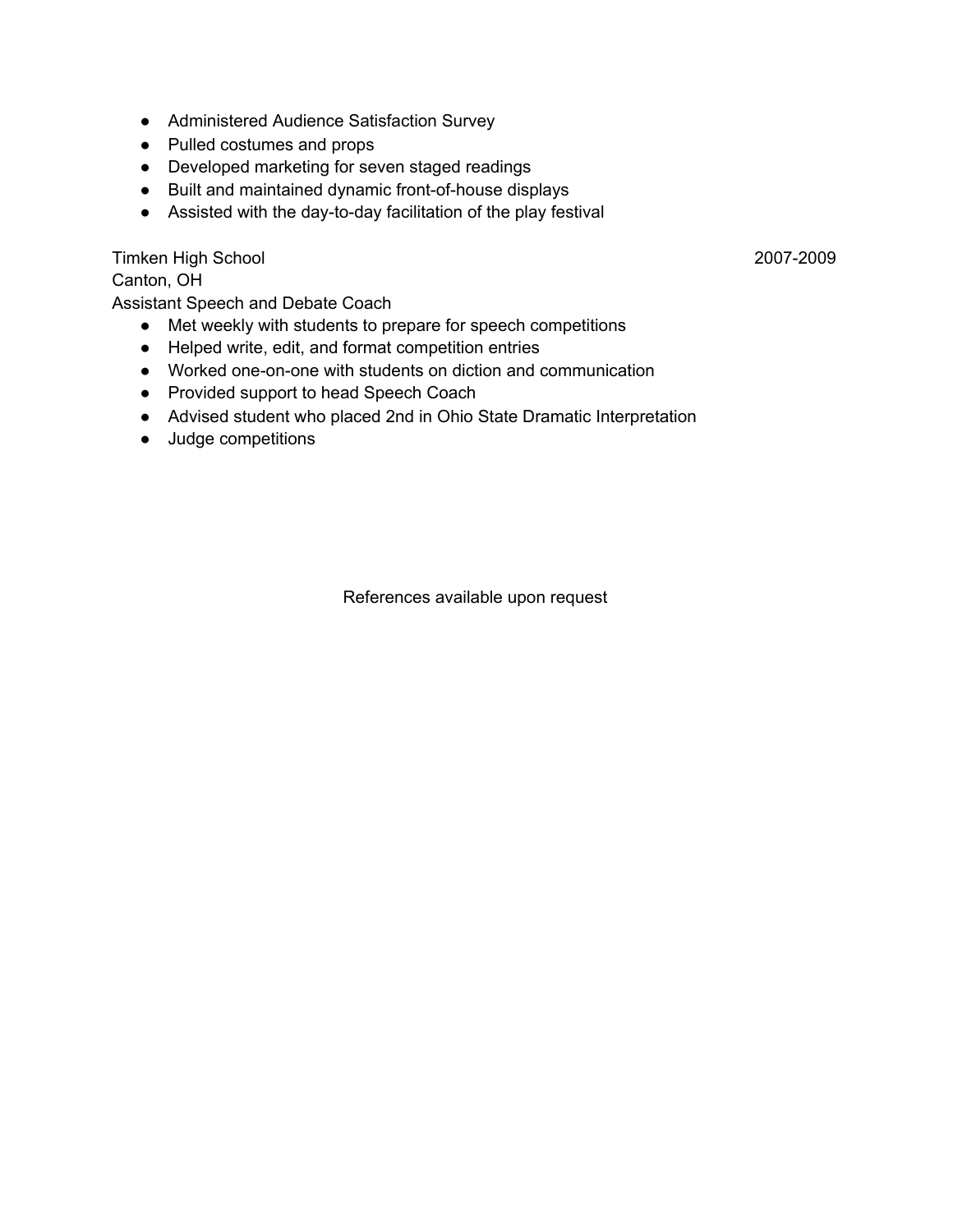- Administered Audience Satisfaction Survey
- Pulled costumes and props
- Developed marketing for seven staged readings
- Built and maintained dynamic front-of-house displays
- Assisted with the day-to-day facilitation of the play festival

Timken High School 2007-2009
Canton, OH
Assistant Speech and Debate Coach

- Met weekly with students to prepare for speech competitions
- Helped write, edit, and format competition entries
- Worked one-on-one with students on diction and communication
- Provided support to head Speech Coach
- Advised student who placed 2nd in Ohio State Dramatic Interpretation
- Judge competitions

References available upon request